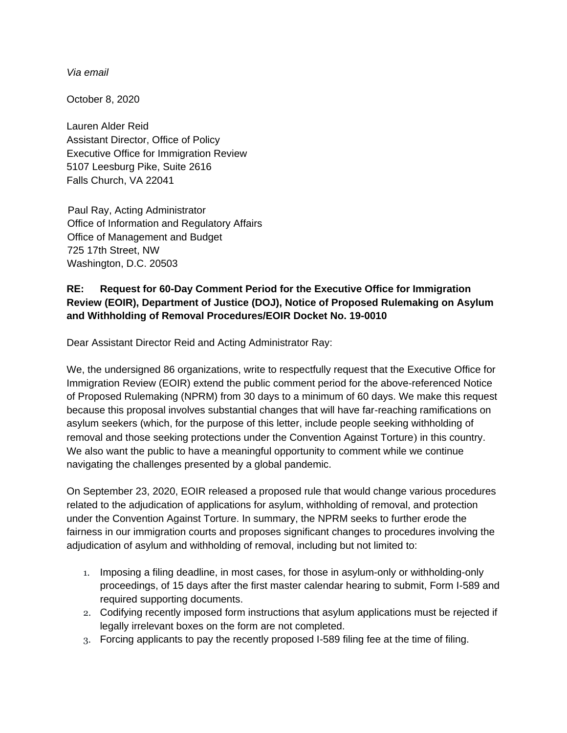*Via email*

October 8, 2020

Lauren Alder Reid
Assistant Director, Office of Policy
Executive Office for Immigration Review
5107 Leesburg Pike, Suite 2616
Falls Church, VA 22041

Paul Ray, Acting Administrator
Office of Information and Regulatory Affairs
Office of Management and Budget
725 17th Street, NW
Washington, D.C. 20503

**RE: Request for 60-Day Comment Period for the Executive Office for Immigration Review (EOIR), Department of Justice (DOJ), Notice of Proposed Rulemaking on Asylum and Withholding of Removal Procedures/EOIR Docket No. 19-0010**

Dear Assistant Director Reid and Acting Administrator Ray:

We, the undersigned 86 organizations, write to respectfully request that the Executive Office for Immigration Review (EOIR) extend the public comment period for the above-referenced Notice of Proposed Rulemaking (NPRM) from 30 days to a minimum of 60 days. We make this request because this proposal involves substantial changes that will have far-reaching ramifications on asylum seekers (which, for the purpose of this letter, include people seeking withholding of removal and those seeking protections under the Convention Against Torture) in this country. We also want the public to have a meaningful opportunity to comment while we continue navigating the challenges presented by a global pandemic.

On September 23, 2020, EOIR released a proposed rule that would change various procedures related to the adjudication of applications for asylum, withholding of removal, and protection under the Convention Against Torture. In summary, the NPRM seeks to further erode the fairness in our immigration courts and proposes significant changes to procedures involving the adjudication of asylum and withholding of removal, including but not limited to:

1. Imposing a filing deadline, in most cases, for those in asylum-only or withholding-only proceedings, of 15 days after the first master calendar hearing to submit, Form I-589 and required supporting documents.
2. Codifying recently imposed form instructions that asylum applications must be rejected if legally irrelevant boxes on the form are not completed.
3. Forcing applicants to pay the recently proposed I-589 filing fee at the time of filing.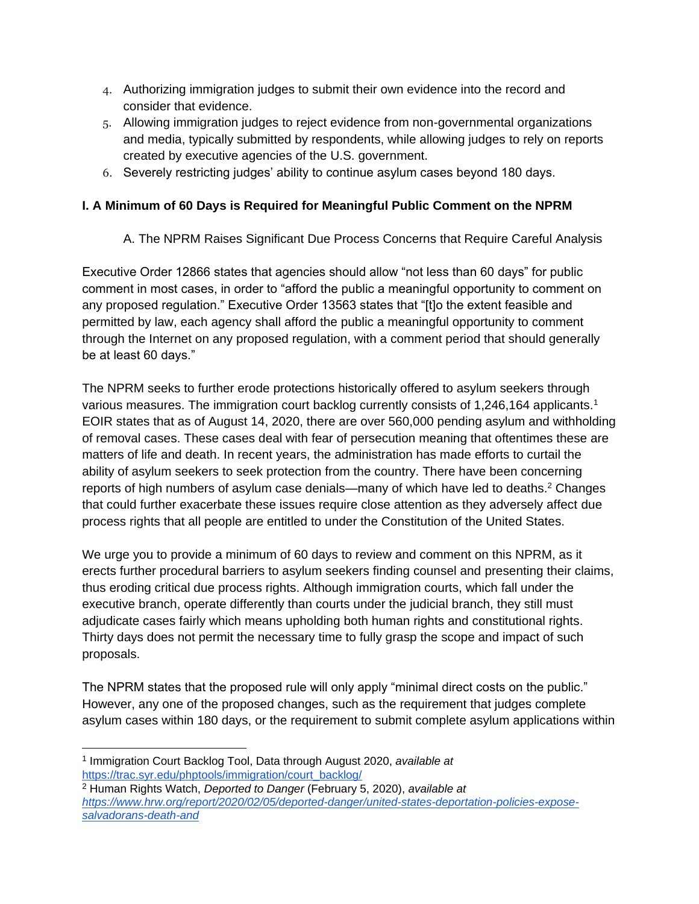4. Authorizing immigration judges to submit their own evidence into the record and consider that evidence.
5. Allowing immigration judges to reject evidence from non-governmental organizations and media, typically submitted by respondents, while allowing judges to rely on reports created by executive agencies of the U.S. government.
6. Severely restricting judges' ability to continue asylum cases beyond 180 days.

## I. A Minimum of 60 Days is Required for Meaningful Public Comment on the NPRM

### A. The NPRM Raises Significant Due Process Concerns that Require Careful Analysis

Executive Order 12866 states that agencies should allow "not less than 60 days" for public comment in most cases, in order to "afford the public a meaningful opportunity to comment on any proposed regulation." Executive Order 13563 states that "[t]o the extent feasible and permitted by law, each agency shall afford the public a meaningful opportunity to comment through the Internet on any proposed regulation, with a comment period that should generally be at least 60 days."

The NPRM seeks to further erode protections historically offered to asylum seekers through various measures. The immigration court backlog currently consists of 1,246,164 applicants.[1] EOIR states that as of August 14, 2020, there are over 560,000 pending asylum and withholding of removal cases. These cases deal with fear of persecution meaning that oftentimes these are matters of life and death. In recent years, the administration has made efforts to curtail the ability of asylum seekers to seek protection from the country. There have been concerning reports of high numbers of asylum case denials—many of which have led to deaths.[2] Changes that could further exacerbate these issues require close attention as they adversely affect due process rights that all people are entitled to under the Constitution of the United States.

We urge you to provide a minimum of 60 days to review and comment on this NPRM, as it erects further procedural barriers to asylum seekers finding counsel and presenting their claims, thus eroding critical due process rights. Although immigration courts, which fall under the executive branch, operate differently than courts under the judicial branch, they still must adjudicate cases fairly which means upholding both human rights and constitutional rights. Thirty days does not permit the necessary time to fully grasp the scope and impact of such proposals.

The NPRM states that the proposed rule will only apply "minimal direct costs on the public." However, any one of the proposed changes, such as the requirement that judges complete asylum cases within 180 days, or the requirement to submit complete asylum applications within

---

[1] Immigration Court Backlog Tool, Data through August 2020, *available at* https://trac.syr.edu/phptools/immigration/court_backlog/

[2] Human Rights Watch, *Deported to Danger* (February 5, 2020), *available at* *https://www.hrw.org/report/2020/02/05/deported-danger/united-states-deportation-policies-expose-salvadorans-death-and*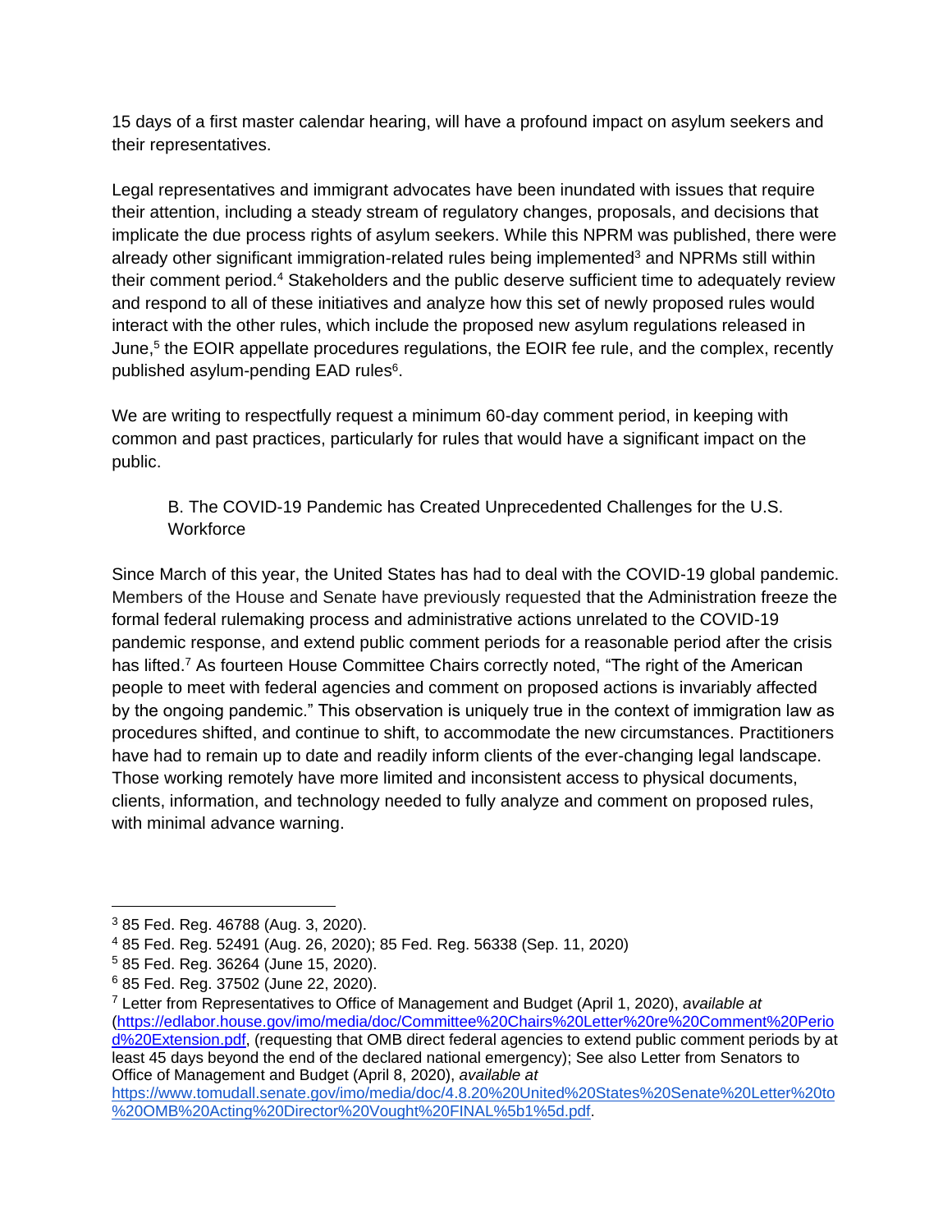15 days of a first master calendar hearing, will have a profound impact on asylum seekers and their representatives.

Legal representatives and immigrant advocates have been inundated with issues that require their attention, including a steady stream of regulatory changes, proposals, and decisions that implicate the due process rights of asylum seekers. While this NPRM was published, there were already other significant immigration-related rules being implemented[3] and NPRMs still within their comment period.[4] Stakeholders and the public deserve sufficient time to adequately review and respond to all of these initiatives and analyze how this set of newly proposed rules would interact with the other rules, which include the proposed new asylum regulations released in June,[5] the EOIR appellate procedures regulations, the EOIR fee rule, and the complex, recently published asylum-pending EAD rules[6].

We are writing to respectfully request a minimum 60-day comment period, in keeping with common and past practices, particularly for rules that would have a significant impact on the public.

### B. The COVID-19 Pandemic has Created Unprecedented Challenges for the U.S. Workforce

Since March of this year, the United States has had to deal with the COVID-19 global pandemic. Members of the House and Senate have previously requested that the Administration freeze the formal federal rulemaking process and administrative actions unrelated to the COVID-19 pandemic response, and extend public comment periods for a reasonable period after the crisis has lifted.[7] As fourteen House Committee Chairs correctly noted, "The right of the American people to meet with federal agencies and comment on proposed actions is invariably affected by the ongoing pandemic." This observation is uniquely true in the context of immigration law as procedures shifted, and continue to shift, to accommodate the new circumstances. Practitioners have had to remain up to date and readily inform clients of the ever-changing legal landscape. Those working remotely have more limited and inconsistent access to physical documents, clients, information, and technology needed to fully analyze and comment on proposed rules, with minimal advance warning.

---

[3] 85 Fed. Reg. 46788 (Aug. 3, 2020).

[4] 85 Fed. Reg. 52491 (Aug. 26, 2020); 85 Fed. Reg. 56338 (Sep. 11, 2020)

[5] 85 Fed. Reg. 36264 (June 15, 2020).

[6] 85 Fed. Reg. 37502 (June 22, 2020).

[7] Letter from Representatives to Office of Management and Budget (April 1, 2020), *available at* (https://edlabor.house.gov/imo/media/doc/Committee%20Chairs%20Letter%20re%20Comment%20Period%20Extension.pdf, (requesting that OMB direct federal agencies to extend public comment periods by at least 45 days beyond the end of the declared national emergency); See also Letter from Senators to Office of Management and Budget (April 8, 2020), *available at* https://www.tomudall.senate.gov/imo/media/doc/4.8.20%20United%20States%20Senate%20Letter%20to%20OMB%20Acting%20Director%20Vought%20FINAL%5b1%5d.pdf.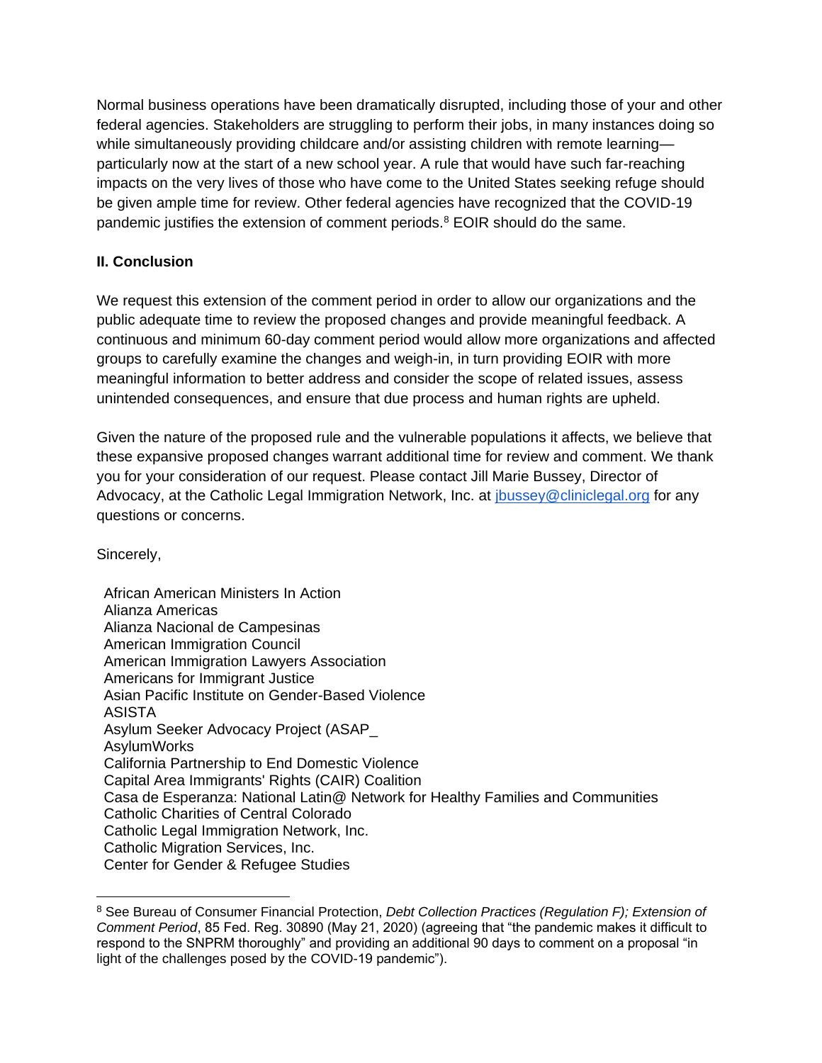Normal business operations have been dramatically disrupted, including those of your and other federal agencies. Stakeholders are struggling to perform their jobs, in many instances doing so while simultaneously providing childcare and/or assisting children with remote learning—particularly now at the start of a new school year. A rule that would have such far-reaching impacts on the very lives of those who have come to the United States seeking refuge should be given ample time for review. Other federal agencies have recognized that the COVID-19 pandemic justifies the extension of comment periods.[8] EOIR should do the same.

**II. Conclusion**

We request this extension of the comment period in order to allow our organizations and the public adequate time to review the proposed changes and provide meaningful feedback. A continuous and minimum 60-day comment period would allow more organizations and affected groups to carefully examine the changes and weigh-in, in turn providing EOIR with more meaningful information to better address and consider the scope of related issues, assess unintended consequences, and ensure that due process and human rights are upheld.

Given the nature of the proposed rule and the vulnerable populations it affects, we believe that these expansive proposed changes warrant additional time for review and comment. We thank you for your consideration of our request. Please contact Jill Marie Bussey, Director of Advocacy, at the Catholic Legal Immigration Network, Inc. at jbussey@cliniclegal.org for any questions or concerns.

Sincerely,

African American Ministers In Action
Alianza Americas
Alianza Nacional de Campesinas
American Immigration Council
American Immigration Lawyers Association
Americans for Immigrant Justice
Asian Pacific Institute on Gender-Based Violence
ASISTA
Asylum Seeker Advocacy Project (ASAP_
AsylumWorks
California Partnership to End Domestic Violence
Capital Area Immigrants' Rights (CAIR) Coalition
Casa de Esperanza: National Latin@ Network for Healthy Families and Communities
Catholic Charities of Central Colorado
Catholic Legal Immigration Network, Inc.
Catholic Migration Services, Inc.
Center for Gender & Refugee Studies

---

[8] See Bureau of Consumer Financial Protection, *Debt Collection Practices (Regulation F); Extension of Comment Period*, 85 Fed. Reg. 30890 (May 21, 2020) (agreeing that "the pandemic makes it difficult to respond to the SNPRM thoroughly" and providing an additional 90 days to comment on a proposal "in light of the challenges posed by the COVID-19 pandemic").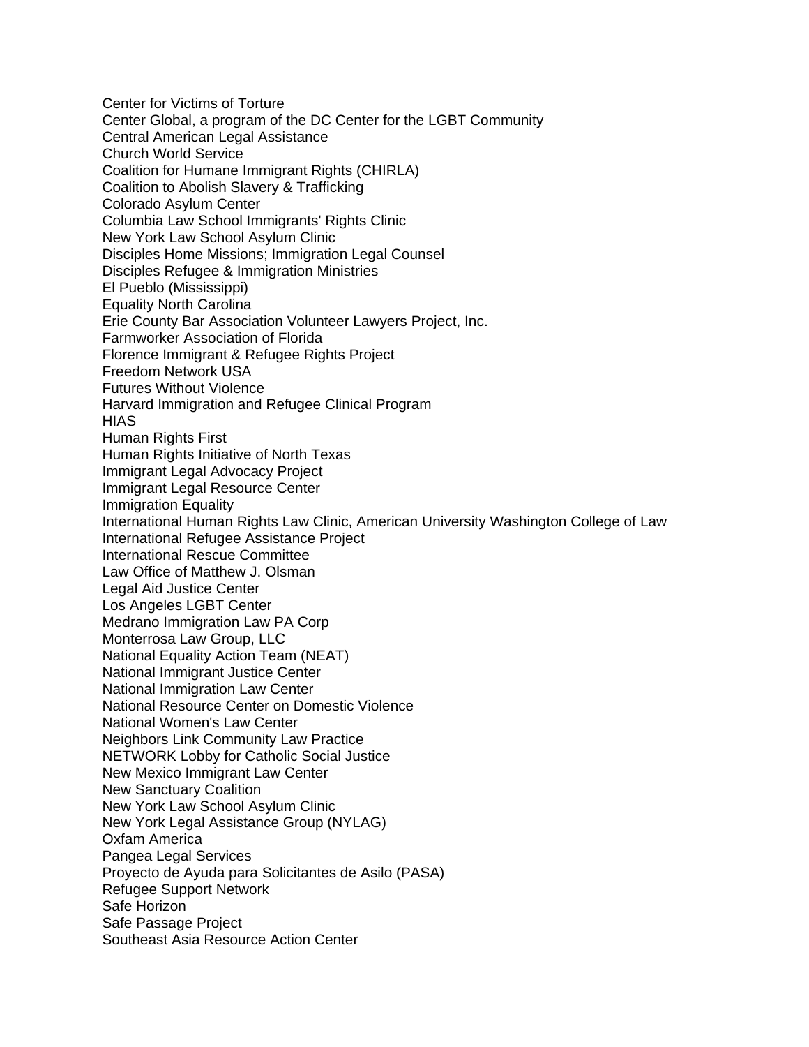Center for Victims of Torture
Center Global, a program of the DC Center for the LGBT Community
Central American Legal Assistance
Church World Service
Coalition for Humane Immigrant Rights (CHIRLA)
Coalition to Abolish Slavery & Trafficking
Colorado Asylum Center
Columbia Law School Immigrants' Rights Clinic
New York Law School Asylum Clinic
Disciples Home Missions; Immigration Legal Counsel
Disciples Refugee & Immigration Ministries
El Pueblo (Mississippi)
Equality North Carolina
Erie County Bar Association Volunteer Lawyers Project, Inc.
Farmworker Association of Florida
Florence Immigrant & Refugee Rights Project
Freedom Network USA
Futures Without Violence
Harvard Immigration and Refugee Clinical Program
HIAS
Human Rights First
Human Rights Initiative of North Texas
Immigrant Legal Advocacy Project
Immigrant Legal Resource Center
Immigration Equality
International Human Rights Law Clinic, American University Washington College of Law
International Refugee Assistance Project
International Rescue Committee
Law Office of Matthew J. Olsman
Legal Aid Justice Center
Los Angeles LGBT Center
Medrano Immigration Law PA Corp
Monterrosa Law Group, LLC
National Equality Action Team (NEAT)
National Immigrant Justice Center
National Immigration Law Center
National Resource Center on Domestic Violence
National Women's Law Center
Neighbors Link Community Law Practice
NETWORK Lobby for Catholic Social Justice
New Mexico Immigrant Law Center
New Sanctuary Coalition
New York Law School Asylum Clinic
New York Legal Assistance Group (NYLAG)
Oxfam America
Pangea Legal Services
Proyecto de Ayuda para Solicitantes de Asilo (PASA)
Refugee Support Network
Safe Horizon
Safe Passage Project
Southeast Asia Resource Action Center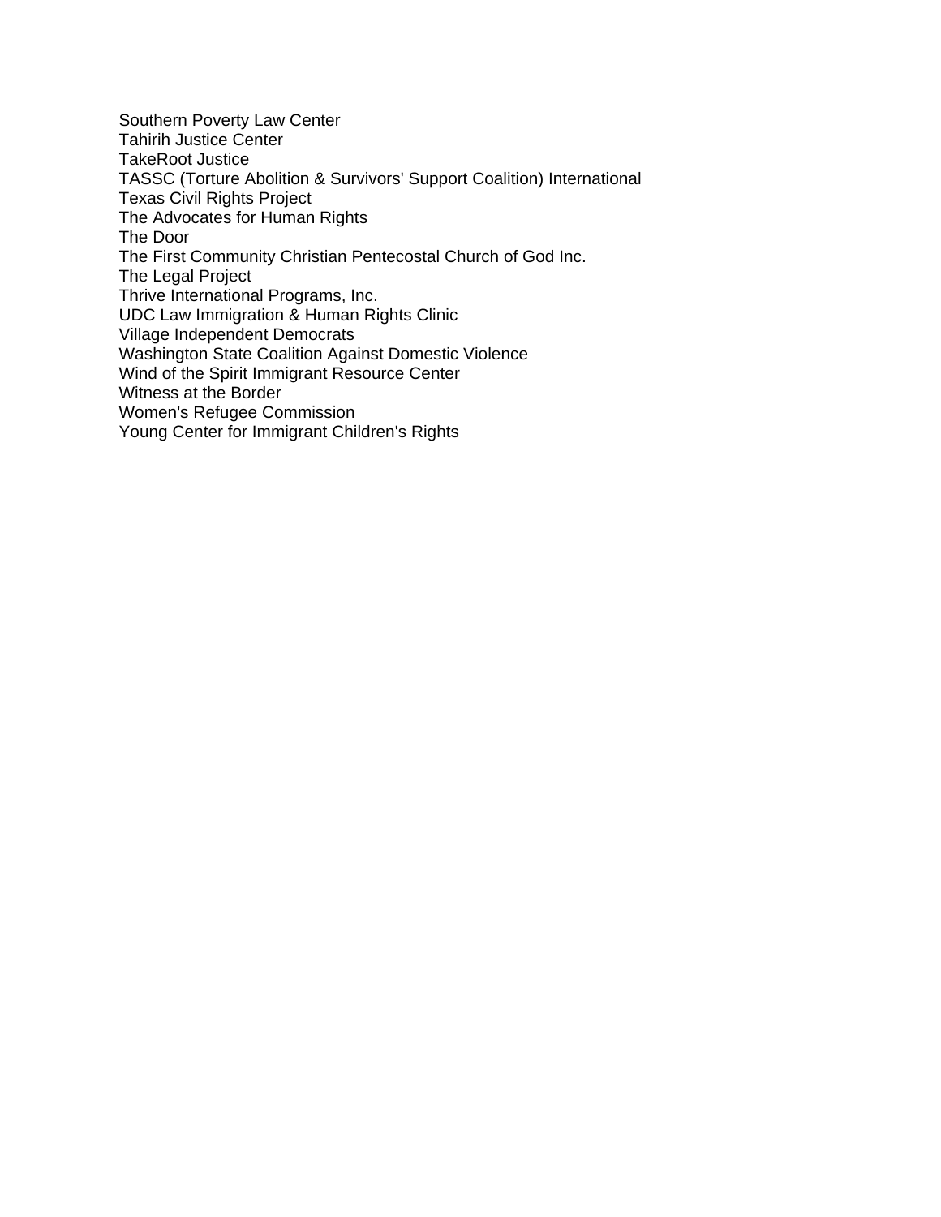Southern Poverty Law Center
Tahirih Justice Center
TakeRoot Justice
TASSC (Torture Abolition & Survivors' Support Coalition) International
Texas Civil Rights Project
The Advocates for Human Rights
The Door
The First Community Christian Pentecostal Church of God Inc.
The Legal Project
Thrive International Programs, Inc.
UDC Law Immigration & Human Rights Clinic
Village Independent Democrats
Washington State Coalition Against Domestic Violence
Wind of the Spirit Immigrant Resource Center
Witness at the Border
Women's Refugee Commission
Young Center for Immigrant Children's Rights